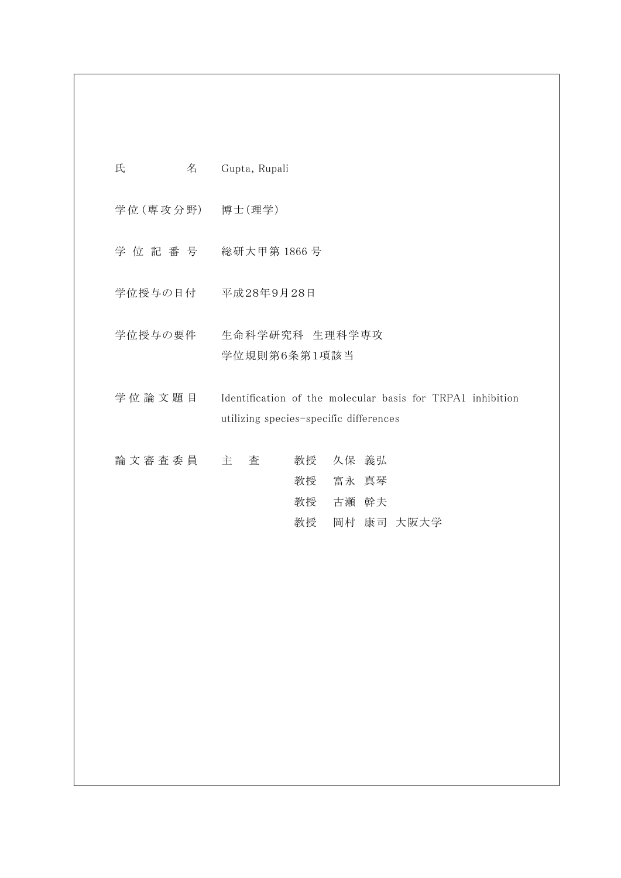| | |
|---|---|
| 氏　　　　名 | Gupta, Rupali |
| 学位（専攻分野） | 博士(理学) |
| 学 位 記 番 号 | 総研大甲第 1866 号 |
| 学位授与の日付 | 平成28年9月28日 |
| 学位授与の要件 | 生命科学研究科　生理科学専攻<br>学位規則第6条第1項該当 |
| 学 位 論 文 題 目 | Identification of the molecular basis for TRPA1 inhibition utilizing species-specific differences |
| 論 文 審 査 委 員 | 主　査　　教授　久保 義弘<br>教授　富永 真琴<br>教授　古瀬 幹夫<br>教授　岡村 康司　大阪大学 |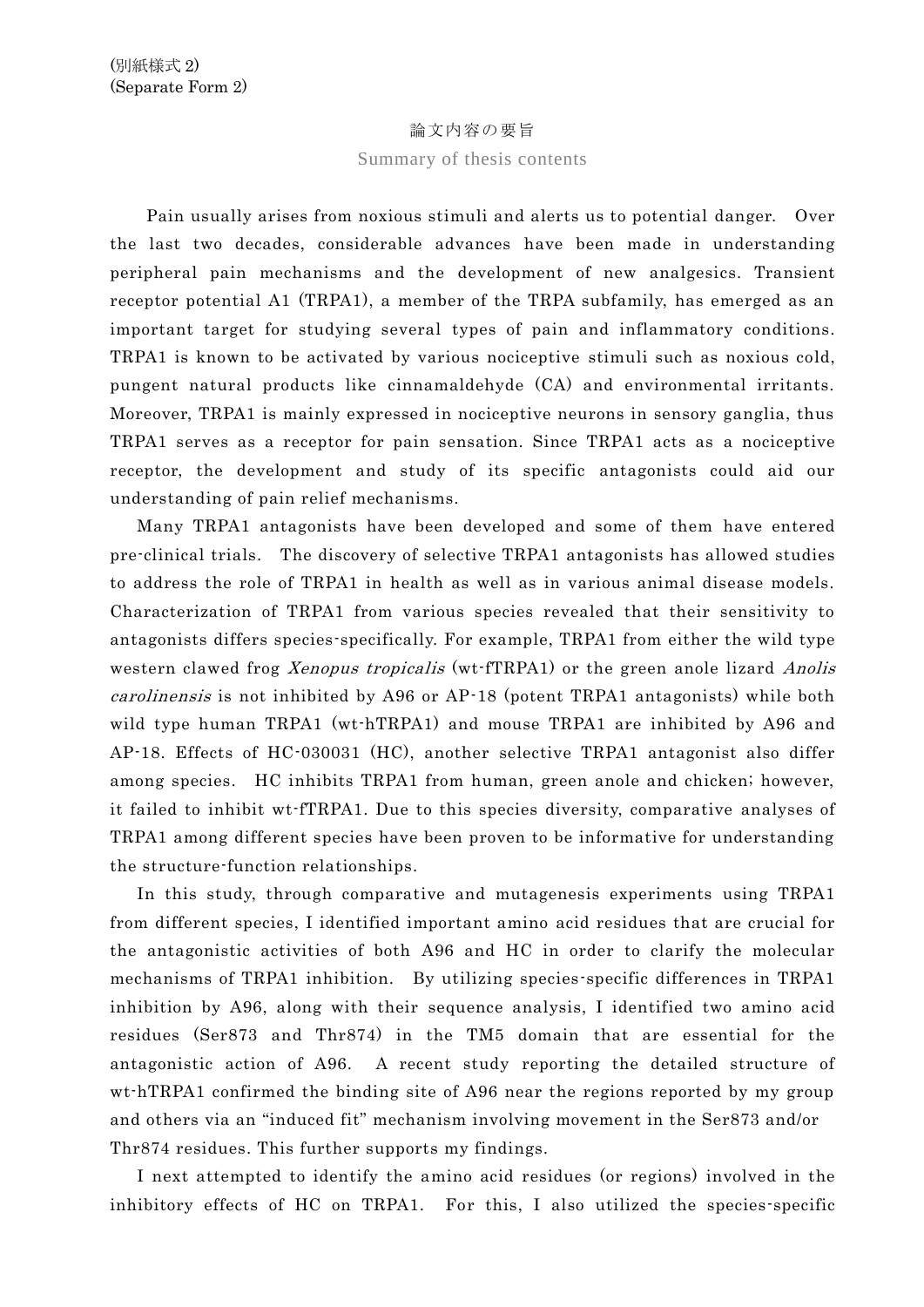(別紙様式 2)
(Separate Form 2)

論文内容の要旨

Summary of thesis contents

Pain usually arises from noxious stimuli and alerts us to potential danger. Over the last two decades, considerable advances have been made in understanding peripheral pain mechanisms and the development of new analgesics. Transient receptor potential A1 (TRPA1), a member of the TRPA subfamily, has emerged as an important target for studying several types of pain and inflammatory conditions. TRPA1 is known to be activated by various nociceptive stimuli such as noxious cold, pungent natural products like cinnamaldehyde (CA) and environmental irritants. Moreover, TRPA1 is mainly expressed in nociceptive neurons in sensory ganglia, thus TRPA1 serves as a receptor for pain sensation. Since TRPA1 acts as a nociceptive receptor, the development and study of its specific antagonists could aid our understanding of pain relief mechanisms.

Many TRPA1 antagonists have been developed and some of them have entered pre-clinical trials. The discovery of selective TRPA1 antagonists has allowed studies to address the role of TRPA1 in health as well as in various animal disease models. Characterization of TRPA1 from various species revealed that their sensitivity to antagonists differs species-specifically. For example, TRPA1 from either the wild type western clawed frog *Xenopus tropicalis* (wt-fTRPA1) or the green anole lizard *Anolis carolinensis* is not inhibited by A96 or AP-18 (potent TRPA1 antagonists) while both wild type human TRPA1 (wt-hTRPA1) and mouse TRPA1 are inhibited by A96 and AP-18. Effects of HC-030031 (HC), another selective TRPA1 antagonist also differ among species. HC inhibits TRPA1 from human, green anole and chicken; however, it failed to inhibit wt-fTRPA1. Due to this species diversity, comparative analyses of TRPA1 among different species have been proven to be informative for understanding the structure-function relationships.

In this study, through comparative and mutagenesis experiments using TRPA1 from different species, I identified important amino acid residues that are crucial for the antagonistic activities of both A96 and HC in order to clarify the molecular mechanisms of TRPA1 inhibition. By utilizing species-specific differences in TRPA1 inhibition by A96, along with their sequence analysis, I identified two amino acid residues (Ser873 and Thr874) in the TM5 domain that are essential for the antagonistic action of A96. A recent study reporting the detailed structure of wt-hTRPA1 confirmed the binding site of A96 near the regions reported by my group and others via an "induced fit" mechanism involving movement in the Ser873 and/or Thr874 residues. This further supports my findings.

I next attempted to identify the amino acid residues (or regions) involved in the inhibitory effects of HC on TRPA1. For this, I also utilized the species-specific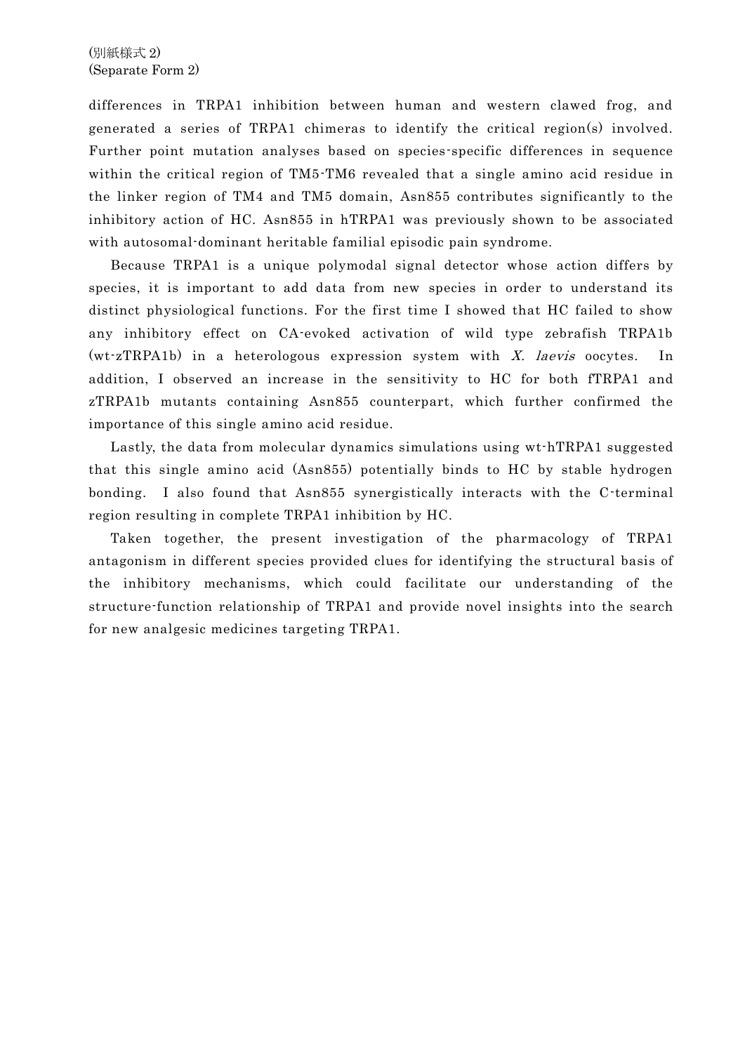differences in TRPA1 inhibition between human and western clawed frog, and generated a series of TRPA1 chimeras to identify the critical region(s) involved. Further point mutation analyses based on species-specific differences in sequence within the critical region of TM5-TM6 revealed that a single amino acid residue in the linker region of TM4 and TM5 domain, Asn855 contributes significantly to the inhibitory action of HC. Asn855 in hTRPA1 was previously shown to be associated with autosomal-dominant heritable familial episodic pain syndrome.

Because TRPA1 is a unique polymodal signal detector whose action differs by species, it is important to add data from new species in order to understand its distinct physiological functions. For the first time I showed that HC failed to show any inhibitory effect on CA-evoked activation of wild type zebrafish TRPA1b (wt-zTRPA1b) in a heterologous expression system with *X. laevis* oocytes. In addition, I observed an increase in the sensitivity to HC for both fTRPA1 and zTRPA1b mutants containing Asn855 counterpart, which further confirmed the importance of this single amino acid residue.

Lastly, the data from molecular dynamics simulations using wt-hTRPA1 suggested that this single amino acid (Asn855) potentially binds to HC by stable hydrogen bonding. I also found that Asn855 synergistically interacts with the C-terminal region resulting in complete TRPA1 inhibition by HC.

Taken together, the present investigation of the pharmacology of TRPA1 antagonism in different species provided clues for identifying the structural basis of the inhibitory mechanisms, which could facilitate our understanding of the structure-function relationship of TRPA1 and provide novel insights into the search for new analgesic medicines targeting TRPA1.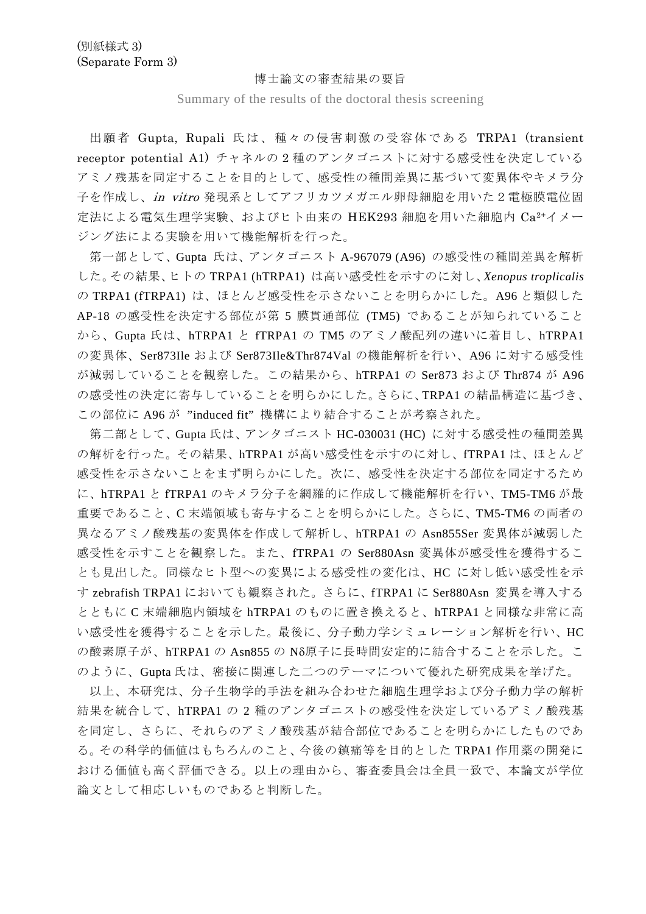(別紙様式 3)
(Separate Form 3)

博士論文の審査結果の要旨

Summary of the results of the doctoral thesis screening

出願者 Gupta, Rupali 氏は、種々の侵害刺激の受容体である TRPA1（transient receptor potential A1）チャネルの 2 種のアンタゴニストに対する感受性を決定しているアミノ残基を同定することを目的として、感受性の種間差異に基づいて変異体やキメラ分子を作成し、*in vitro* 発現系としてアフリカツメガエル卵母細胞を用いた 2 電極膜電位固定法による電気生理学実験、およびヒト由来の HEK293 細胞を用いた細胞内 $Ca^{2+}$イメージング法による実験を用いて機能解析を行った。

第一部として、Gupta 氏は、アンタゴニスト A-967079 (A96) の感受性の種間差異を解析した。その結果、ヒトの TRPA1 (hTRPA1) は高い感受性を示すのに対し、*Xenopus troplicalis* の TRPA1 (fTRPA1) は、ほとんど感受性を示さないことを明らかにした。A96 と類似した AP-18 の感受性を決定する部位が第 5 膜貫通部位 (TM5) であることが知られていることから、Gupta 氏は、hTRPA1 と fTRPA1 の TM5 のアミノ酸配列の違いに着目し、hTRPA1 の変異体、Ser873Ile および Ser873Ile&Thr874Val の機能解析を行い、A96 に対する感受性が減弱していることを観察した。この結果から、hTRPA1 の Ser873 および Thr874 が A96 の感受性の決定に寄与していることを明らかにした。さらに、TRPA1 の結晶構造に基づき、この部位に A96 が "induced fit" 機構により結合することが考察された。

第二部として、Gupta 氏は、アンタゴニスト HC-030031 (HC) に対する感受性の種間差異の解析を行った。その結果、hTRPA1 が高い感受性を示すのに対し、fTRPA1 は、ほとんど感受性を示さないことをまず明らかにした。次に、感受性を決定する部位を同定するために、hTRPA1 と fTRPA1 のキメラ分子を網羅的に作成して機能解析を行い、TM5-TM6 が最重要であること、C 末端領域も寄与することを明らかにした。さらに、TM5-TM6 の両者の異なるアミノ酸残基の変異体を作成して解析し、hTRPA1 の Asn855Ser 変異体が減弱した感受性を示すことを観察した。また、fTRPA1 の Ser880Asn 変異体が感受性を獲得することも見出した。同様なヒト型への変異による感受性の変化は、HC に対し低い感受性を示す zebrafish TRPA1 においても観察された。さらに、fTRPA1 に Ser880Asn 変異を導入するとともに C 末端細胞内領域を hTRPA1 のものに置き換えると、hTRPA1 と同様な非常に高い感受性を獲得することを示した。最後に、分子動力学シミュレーション解析を行い、HC の酸素原子が、hTRPA1 の Asn855 の Nδ原子に長時間安定的に結合することを示した。このように、Gupta 氏は、密接に関連した二つのテーマについて優れた研究成果を挙げた。

以上、本研究は、分子生物学的手法を組み合わせた細胞生理学および分子動力学の解析結果を統合して、hTRPA1 の 2 種のアンタゴニストの感受性を決定しているアミノ酸残基を同定し、さらに、それらのアミノ酸残基が結合部位であることを明らかにしたものである。その科学的価値はもちろんのこと、今後の鎮痛等を目的とした TRPA1 作用薬の開発における価値も高く評価できる。以上の理由から、審査委員会は全員一致で、本論文が学位論文として相応しいものであると判断した。